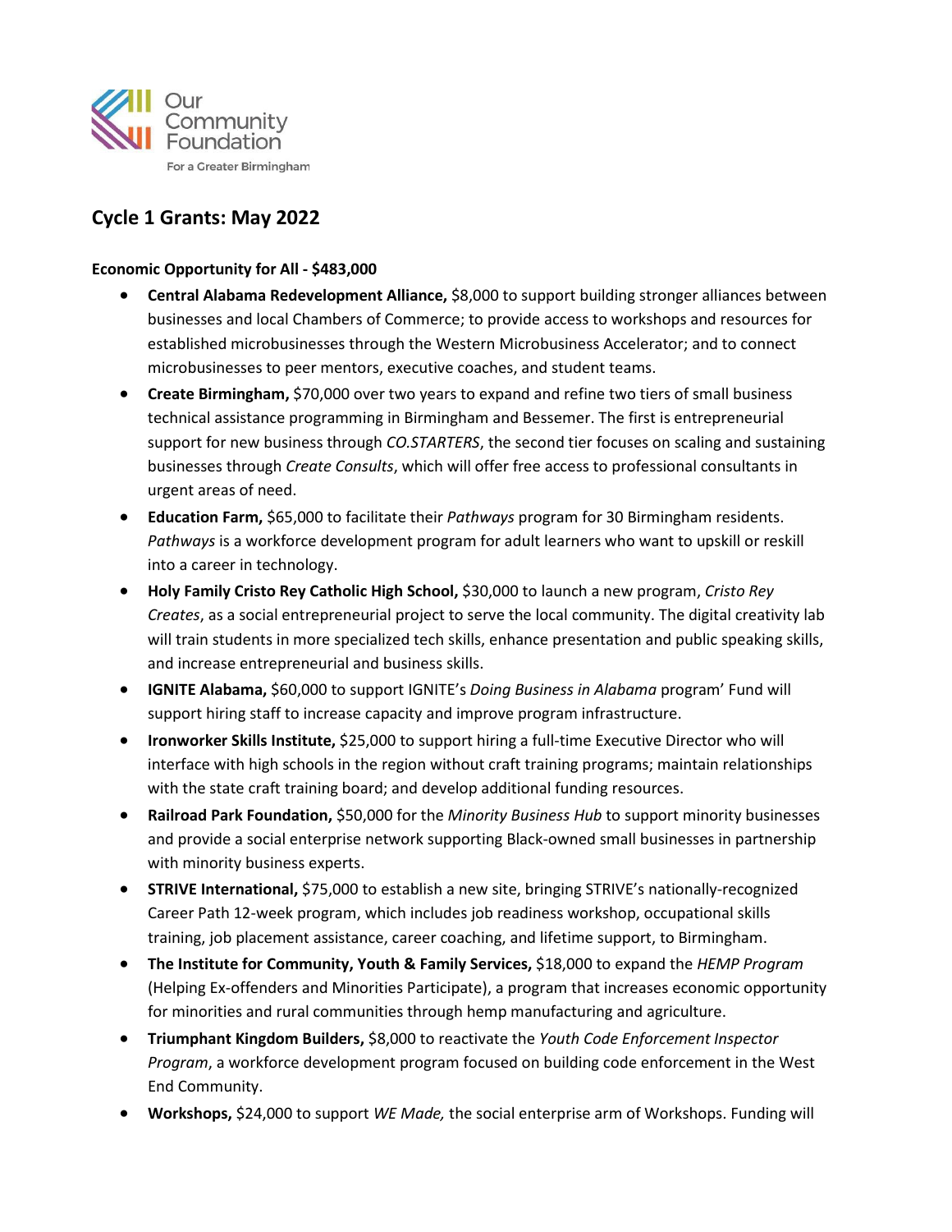Our Community Foundation

For a Greater Birmingham

## Cycle 1 Grants: May 2022

**Economic Opportunity for All - $483,000**

- **Central Alabama Redevelopment Alliance,** $8,000 to support building stronger alliances between businesses and local Chambers of Commerce; to provide access to workshops and resources for established microbusinesses through the Western Microbusiness Accelerator; and to connect microbusinesses to peer mentors, executive coaches, and student teams.
- **Create Birmingham,** $70,000 over two years to expand and refine two tiers of small business technical assistance programming in Birmingham and Bessemer. The first is entrepreneurial support for new business through *CO.STARTERS*, the second tier focuses on scaling and sustaining businesses through *Create Consults*, which will offer free access to professional consultants in urgent areas of need.
- **Education Farm,** $65,000 to facilitate their *Pathways* program for 30 Birmingham residents. *Pathways* is a workforce development program for adult learners who want to upskill or reskill into a career in technology.
- **Holy Family Cristo Rey Catholic High School,** $30,000 to launch a new program, *Cristo Rey Creates*, as a social entrepreneurial project to serve the local community. The digital creativity lab will train students in more specialized tech skills, enhance presentation and public speaking skills, and increase entrepreneurial and business skills.
- **IGNITE Alabama,** $60,000 to support IGNITE's *Doing Business in Alabama* program' Fund will support hiring staff to increase capacity and improve program infrastructure.
- **Ironworker Skills Institute,** $25,000 to support hiring a full-time Executive Director who will interface with high schools in the region without craft training programs; maintain relationships with the state craft training board; and develop additional funding resources.
- **Railroad Park Foundation,** $50,000 for the *Minority Business Hub* to support minority businesses and provide a social enterprise network supporting Black-owned small businesses in partnership with minority business experts.
- **STRIVE International,** $75,000 to establish a new site, bringing STRIVE's nationally-recognized Career Path 12-week program, which includes job readiness workshop, occupational skills training, job placement assistance, career coaching, and lifetime support, to Birmingham.
- **The Institute for Community, Youth & Family Services,** $18,000 to expand the *HEMP Program* (Helping Ex-offenders and Minorities Participate), a program that increases economic opportunity for minorities and rural communities through hemp manufacturing and agriculture.
- **Triumphant Kingdom Builders,** $8,000 to reactivate the *Youth Code Enforcement Inspector Program*, a workforce development program focused on building code enforcement in the West End Community.
- **Workshops,** $24,000 to support *WE Made,* the social enterprise arm of Workshops. Funding will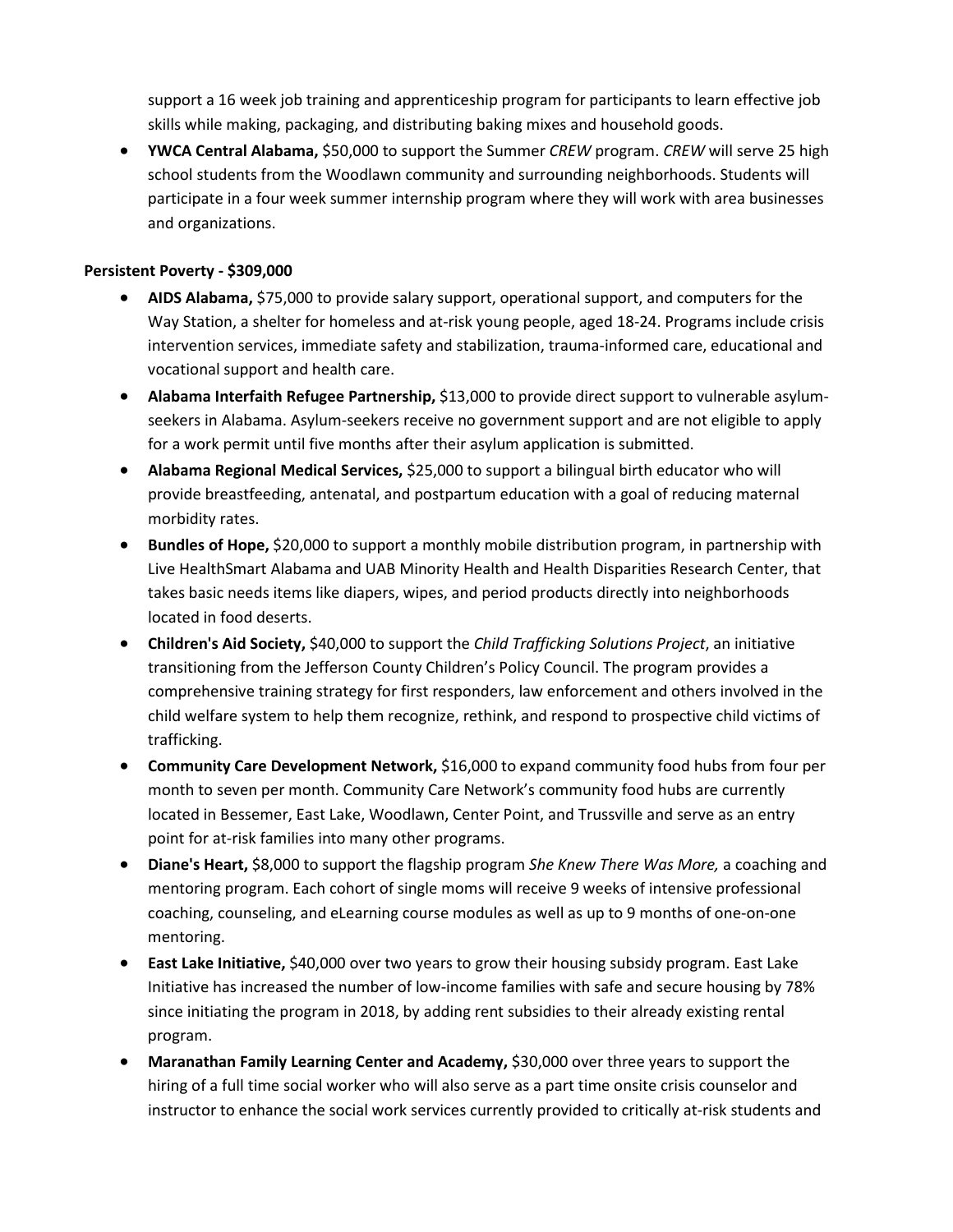support a 16 week job training and apprenticeship program for participants to learn effective job skills while making, packaging, and distributing baking mixes and household goods.

- **YWCA Central Alabama,** $50,000 to support the Summer *CREW* program. *CREW* will serve 25 high school students from the Woodlawn community and surrounding neighborhoods. Students will participate in a four week summer internship program where they will work with area businesses and organizations.

**Persistent Poverty - $309,000**

- **AIDS Alabama,** $75,000 to provide salary support, operational support, and computers for the Way Station, a shelter for homeless and at-risk young people, aged 18-24. Programs include crisis intervention services, immediate safety and stabilization, trauma-informed care, educational and vocational support and health care.
- **Alabama Interfaith Refugee Partnership,** $13,000 to provide direct support to vulnerable asylum-seekers in Alabama. Asylum-seekers receive no government support and are not eligible to apply for a work permit until five months after their asylum application is submitted.
- **Alabama Regional Medical Services,** $25,000 to support a bilingual birth educator who will provide breastfeeding, antenatal, and postpartum education with a goal of reducing maternal morbidity rates.
- **Bundles of Hope,** $20,000 to support a monthly mobile distribution program, in partnership with Live HealthSmart Alabama and UAB Minority Health and Health Disparities Research Center, that takes basic needs items like diapers, wipes, and period products directly into neighborhoods located in food deserts.
- **Children's Aid Society,** $40,000 to support the *Child Trafficking Solutions Project*, an initiative transitioning from the Jefferson County Children's Policy Council. The program provides a comprehensive training strategy for first responders, law enforcement and others involved in the child welfare system to help them recognize, rethink, and respond to prospective child victims of trafficking.
- **Community Care Development Network,** $16,000 to expand community food hubs from four per month to seven per month. Community Care Network's community food hubs are currently located in Bessemer, East Lake, Woodlawn, Center Point, and Trussville and serve as an entry point for at-risk families into many other programs.
- **Diane's Heart,** $8,000 to support the flagship program *She Knew There Was More,* a coaching and mentoring program. Each cohort of single moms will receive 9 weeks of intensive professional coaching, counseling, and eLearning course modules as well as up to 9 months of one-on-one mentoring.
- **East Lake Initiative,** $40,000 over two years to grow their housing subsidy program. East Lake Initiative has increased the number of low-income families with safe and secure housing by 78% since initiating the program in 2018, by adding rent subsidies to their already existing rental program.
- **Maranathan Family Learning Center and Academy,** $30,000 over three years to support the hiring of a full time social worker who will also serve as a part time onsite crisis counselor and instructor to enhance the social work services currently provided to critically at-risk students and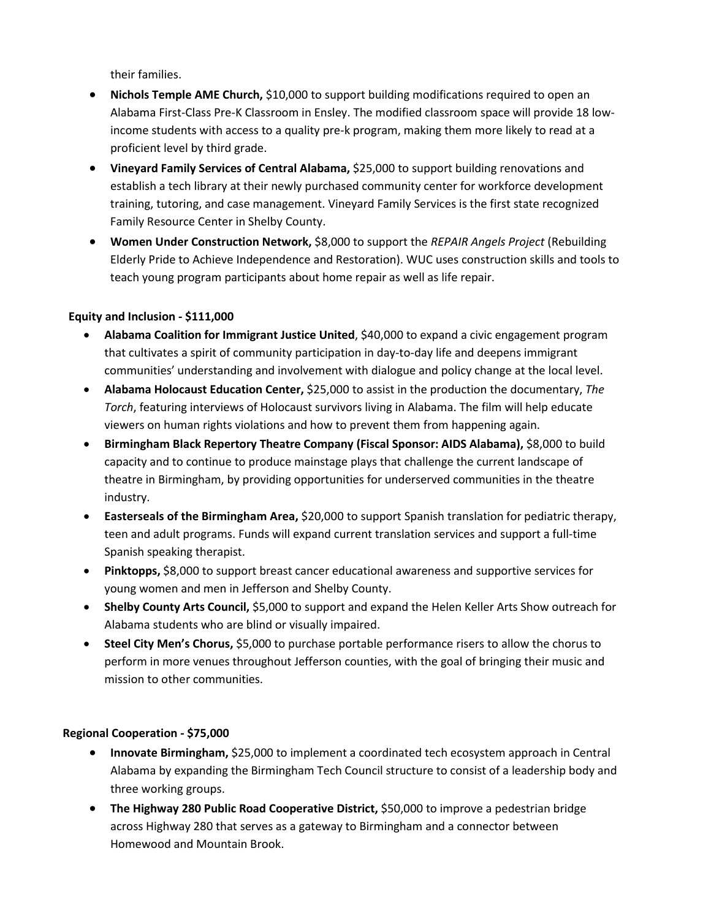their families.

- **Nichols Temple AME Church,** $10,000 to support building modifications required to open an Alabama First-Class Pre-K Classroom in Ensley. The modified classroom space will provide 18 low-income students with access to a quality pre-k program, making them more likely to read at a proficient level by third grade.
- **Vineyard Family Services of Central Alabama,** $25,000 to support building renovations and establish a tech library at their newly purchased community center for workforce development training, tutoring, and case management. Vineyard Family Services is the first state recognized Family Resource Center in Shelby County.
- **Women Under Construction Network,** $8,000 to support the *REPAIR Angels Project* (Rebuilding Elderly Pride to Achieve Independence and Restoration). WUC uses construction skills and tools to teach young program participants about home repair as well as life repair.

**Equity and Inclusion - $111,000**

- **Alabama Coalition for Immigrant Justice United**, $40,000 to expand a civic engagement program that cultivates a spirit of community participation in day-to-day life and deepens immigrant communities' understanding and involvement with dialogue and policy change at the local level.
- **Alabama Holocaust Education Center,** $25,000 to assist in the production the documentary, *The Torch*, featuring interviews of Holocaust survivors living in Alabama. The film will help educate viewers on human rights violations and how to prevent them from happening again.
- **Birmingham Black Repertory Theatre Company (Fiscal Sponsor: AIDS Alabama),** $8,000 to build capacity and to continue to produce mainstage plays that challenge the current landscape of theatre in Birmingham, by providing opportunities for underserved communities in the theatre industry.
- **Easterseals of the Birmingham Area,** $20,000 to support Spanish translation for pediatric therapy, teen and adult programs. Funds will expand current translation services and support a full-time Spanish speaking therapist.
- **Pinktopps,** $8,000 to support breast cancer educational awareness and supportive services for young women and men in Jefferson and Shelby County.
- **Shelby County Arts Council,** $5,000 to support and expand the Helen Keller Arts Show outreach for Alabama students who are blind or visually impaired.
- **Steel City Men's Chorus,** $5,000 to purchase portable performance risers to allow the chorus to perform in more venues throughout Jefferson counties, with the goal of bringing their music and mission to other communities.

**Regional Cooperation - $75,000**

- **Innovate Birmingham,** $25,000 to implement a coordinated tech ecosystem approach in Central Alabama by expanding the Birmingham Tech Council structure to consist of a leadership body and three working groups.
- **The Highway 280 Public Road Cooperative District,** $50,000 to improve a pedestrian bridge across Highway 280 that serves as a gateway to Birmingham and a connector between Homewood and Mountain Brook.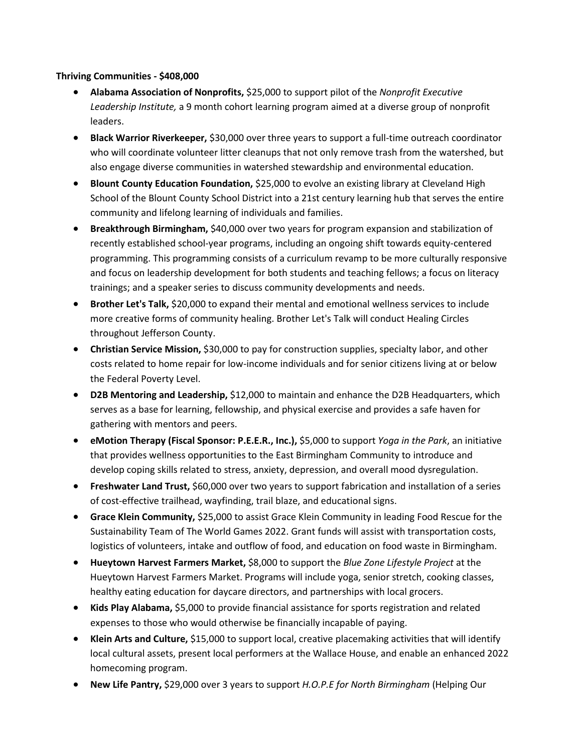**Thriving Communities - $408,000**

- **Alabama Association of Nonprofits,** $25,000 to support pilot of the *Nonprofit Executive Leadership Institute,* a 9 month cohort learning program aimed at a diverse group of nonprofit leaders.
- **Black Warrior Riverkeeper,** $30,000 over three years to support a full-time outreach coordinator who will coordinate volunteer litter cleanups that not only remove trash from the watershed, but also engage diverse communities in watershed stewardship and environmental education.
- **Blount County Education Foundation,** $25,000 to evolve an existing library at Cleveland High School of the Blount County School District into a 21st century learning hub that serves the entire community and lifelong learning of individuals and families.
- **Breakthrough Birmingham,** $40,000 over two years for program expansion and stabilization of recently established school-year programs, including an ongoing shift towards equity-centered programming. This programming consists of a curriculum revamp to be more culturally responsive and focus on leadership development for both students and teaching fellows; a focus on literacy trainings; and a speaker series to discuss community developments and needs.
- **Brother Let's Talk,** $20,000 to expand their mental and emotional wellness services to include more creative forms of community healing. Brother Let's Talk will conduct Healing Circles throughout Jefferson County.
- **Christian Service Mission,** $30,000 to pay for construction supplies, specialty labor, and other costs related to home repair for low-income individuals and for senior citizens living at or below the Federal Poverty Level.
- **D2B Mentoring and Leadership,** $12,000 to maintain and enhance the D2B Headquarters, which serves as a base for learning, fellowship, and physical exercise and provides a safe haven for gathering with mentors and peers.
- **eMotion Therapy (Fiscal Sponsor: P.E.E.R., Inc.),** $5,000 to support *Yoga in the Park*, an initiative that provides wellness opportunities to the East Birmingham Community to introduce and develop coping skills related to stress, anxiety, depression, and overall mood dysregulation.
- **Freshwater Land Trust,** $60,000 over two years to support fabrication and installation of a series of cost-effective trailhead, wayfinding, trail blaze, and educational signs.
- **Grace Klein Community,** $25,000 to assist Grace Klein Community in leading Food Rescue for the Sustainability Team of The World Games 2022. Grant funds will assist with transportation costs, logistics of volunteers, intake and outflow of food, and education on food waste in Birmingham.
- **Hueytown Harvest Farmers Market,** $8,000 to support the *Blue Zone Lifestyle Project* at the Hueytown Harvest Farmers Market. Programs will include yoga, senior stretch, cooking classes, healthy eating education for daycare directors, and partnerships with local grocers.
- **Kids Play Alabama,** $5,000 to provide financial assistance for sports registration and related expenses to those who would otherwise be financially incapable of paying.
- **Klein Arts and Culture,** $15,000 to support local, creative placemaking activities that will identify local cultural assets, present local performers at the Wallace House, and enable an enhanced 2022 homecoming program.
- **New Life Pantry,** $29,000 over 3 years to support *H.O.P.E for North Birmingham* (Helping Our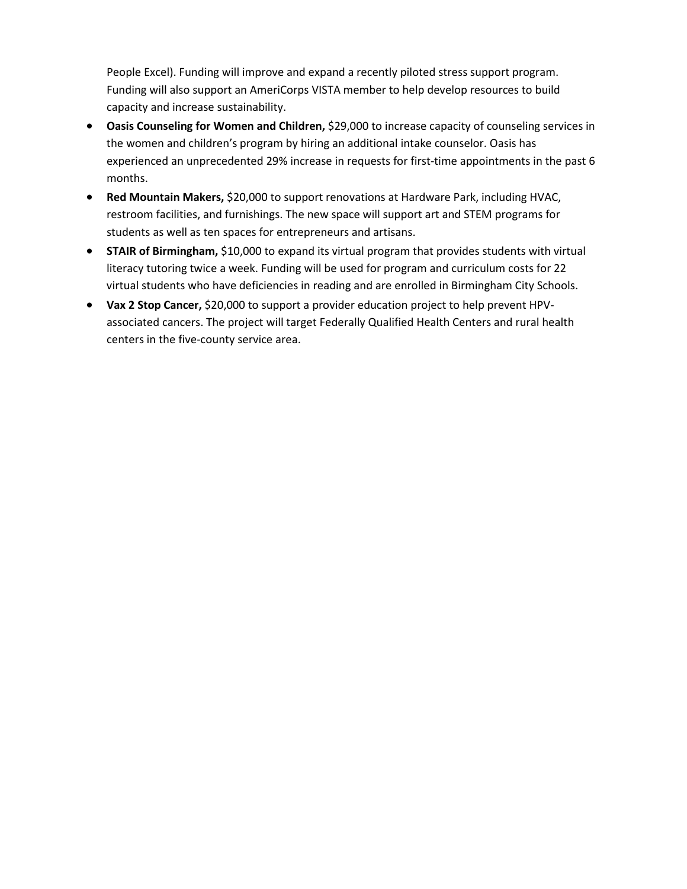People Excel). Funding will improve and expand a recently piloted stress support program. Funding will also support an AmeriCorps VISTA member to help develop resources to build capacity and increase sustainability.

- **Oasis Counseling for Women and Children,** $29,000 to increase capacity of counseling services in the women and children's program by hiring an additional intake counselor. Oasis has experienced an unprecedented 29% increase in requests for first-time appointments in the past 6 months.
- **Red Mountain Makers,** $20,000 to support renovations at Hardware Park, including HVAC, restroom facilities, and furnishings. The new space will support art and STEM programs for students as well as ten spaces for entrepreneurs and artisans.
- **STAIR of Birmingham,** $10,000 to expand its virtual program that provides students with virtual literacy tutoring twice a week. Funding will be used for program and curriculum costs for 22 virtual students who have deficiencies in reading and are enrolled in Birmingham City Schools.
- **Vax 2 Stop Cancer,** $20,000 to support a provider education project to help prevent HPV-associated cancers. The project will target Federally Qualified Health Centers and rural health centers in the five-county service area.